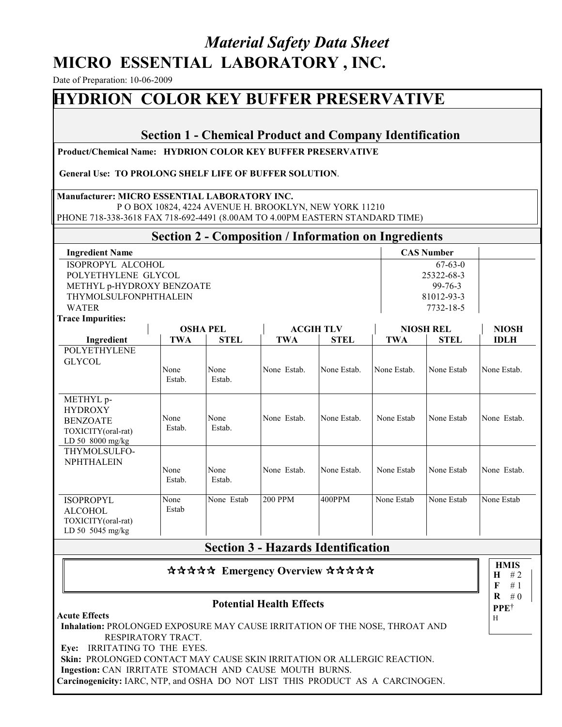# *Material Safety Data Sheet*

# MICRO ESSENTIAL LABORATORY , INC.

Date of Preparation: 10-06-2009

# HYDRION COLOR KEY BUFFER PRESERVATIVE

## Section 1 - Chemical Product and Company Identification

**Product/Chemical Name: HYDRION COLOR KEY BUFFER PRESERVATIVE**

**General Use: TO PROLONG SHELF LIFE OF BUFFER SOLUTION**.

**Manufacturer: MICRO ESSENTIAL LABORATORY INC.**
P O BOX 10824, 4224 AVENUE H. BROOKLYN, NEW YORK 11210
PHONE 718-338-3618 FAX 718-692-4491 (8.00AM TO 4.00PM EASTERN STANDARD TIME)

## Section 2 - Composition / Information on Ingredients

| Ingredient Name | CAS Number |
|---|---|
| ISOPROPYL ALCOHOL | 67-63-0 |
| POLYETHYLENE GLYCOL | 25322-68-3 |
| METHYL p-HYDROXY BENZOATE | 99-76-3 |
| THYMOLSULFONPHTHALEIN | 81012-93-3 |
| WATER | 7732-18-5 |

**Trace Impurities:**

| | OSHA PEL | | ACGIH TLV | | NIOSH REL | | NIOSH |
|---|---|---|---|---|---|---|---|
| Ingredient | TWA | STEL | TWA | STEL | TWA | STEL | IDLH |
| POLYETHYLENE GLYCOL | None Estab. | None Estab. | None Estab. | None Estab. | None Estab. | None Estab | None Estab. |
| METHYL p-HYDROXY BENZOATE TOXICITY(oral-rat) LD 50 8000 mg/kg | None Estab. | None Estab. | None Estab. | None Estab. | None Estab | None Estab | None Estab. |
| THYMOLSULFO-NPHTHALEIN | None Estab. | None Estab. | None Estab. | None Estab. | None Estab | None Estab | None Estab. |
| ISOPROPYL ALCOHOL TOXICITY(oral-rat) LD 50 5045 mg/kg | None Estab | None Estab | 200 PPM | 400PPM | None Estab | None Estab | None Estab |

## Section 3 - Hazards Identification

**☆☆☆☆☆ Emergency Overview ☆☆☆☆☆**

| HMIS | |
|---|---|
| **H** | # 2 |
| **F** | # 1 |
| **R** | # 0 |
| **PPE†** | H |

### Potential Health Effects

**Acute Effects**

**Inhalation:** PROLONGED EXPOSURE MAY CAUSE IRRITATION OF THE NOSE, THROAT AND RESPIRATORY TRACT.

**Eye:** IRRITATING TO THE EYES.

**Skin:** PROLONGED CONTACT MAY CAUSE SKIN IRRITATION OR ALLERGIC REACTION.

**Ingestion:** CAN IRRITATE STOMACH AND CAUSE MOUTH BURNS.

**Carcinogenicity:** IARC, NTP, and OSHA DO NOT LIST THIS PRODUCT AS A CARCINOGEN.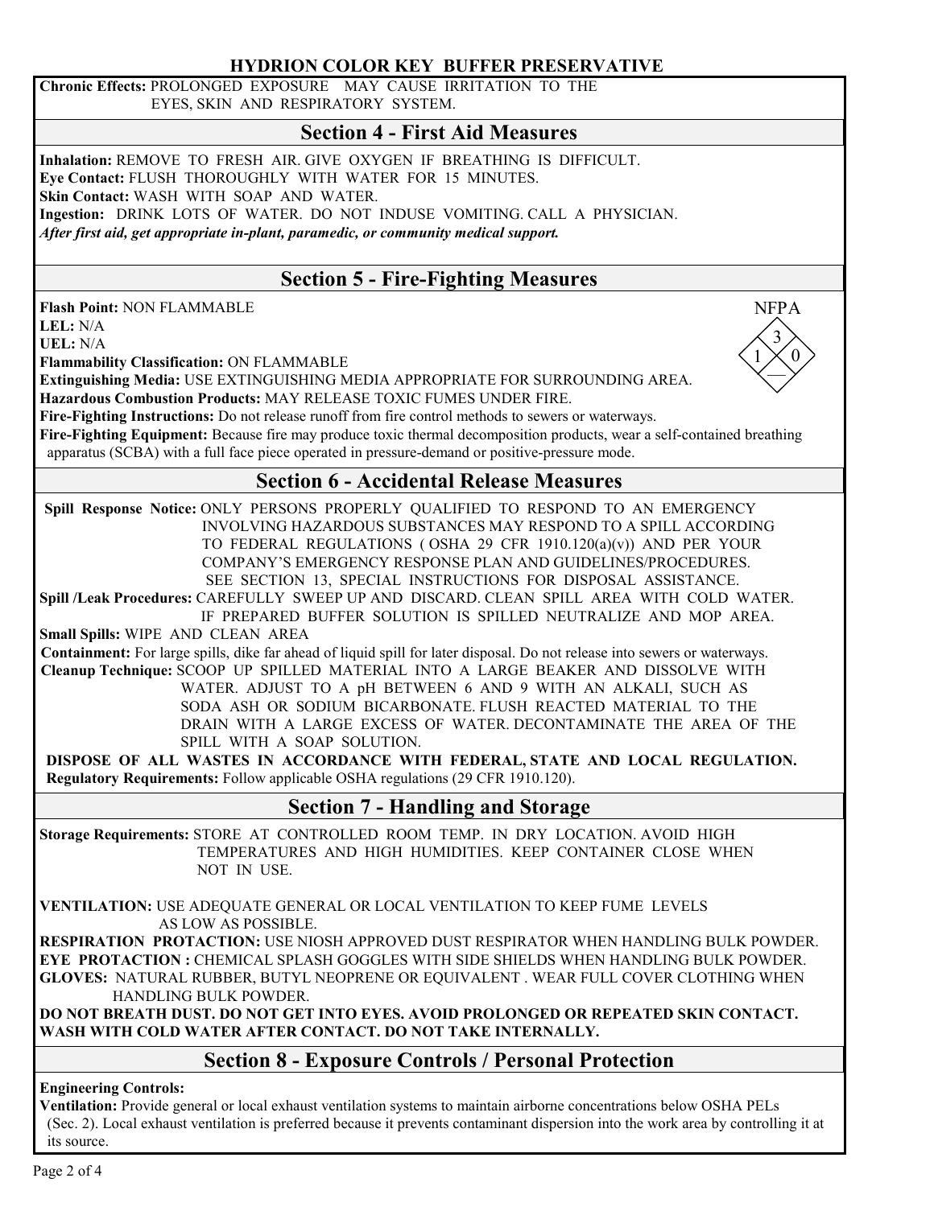**Chronic Effects:** PROLONGED EXPOSURE MAY CAUSE IRRITATION TO THE EYES, SKIN AND RESPIRATORY SYSTEM.

## Section 4 - First Aid Measures

**Inhalation:** REMOVE TO FRESH AIR. GIVE OXYGEN IF BREATHING IS DIFFICULT.
**Eye Contact:** FLUSH THOROUGHLY WITH WATER FOR 15 MINUTES.
**Skin Contact:** WASH WITH SOAP AND WATER.
**Ingestion:** DRINK LOTS OF WATER. DO NOT INDUSE VOMITING. CALL A PHYSICIAN.
***After first aid, get appropriate in-plant, paramedic, or community medical support.***

## Section 5 - Fire-Fighting Measures

**Flash Point:** NON FLAMMABLE
**LEL:** N/A
**UEL:** N/A
**Flammability Classification:** ON FLAMMABLE
**Extinguishing Media:** USE EXTINGUISHING MEDIA APPROPRIATE FOR SURROUNDING AREA.
**Hazardous Combustion Products:** MAY RELEASE TOXIC FUMES UNDER FIRE.
**Fire-Fighting Instructions:** Do not release runoff from fire control methods to sewers or waterways.
**Fire-Fighting Equipment:** Because fire may produce toxic thermal decomposition products, wear a self-contained breathing apparatus (SCBA) with a full face piece operated in pressure-demand or positive-pressure mode.

NFPA: Health 1, Flammability 3, Reactivity 0, Special —

## Section 6 - Accidental Release Measures

**Spill Response Notice:** ONLY PERSONS PROPERLY QUALIFIED TO RESPOND TO AN EMERGENCY INVOLVING HAZARDOUS SUBSTANCES MAY RESPOND TO A SPILL ACCORDING TO FEDERAL REGULATIONS ( OSHA 29 CFR 1910.120(a)(v)) AND PER YOUR COMPANY'S EMERGENCY RESPONSE PLAN AND GUIDELINES/PROCEDURES. SEE SECTION 13, SPECIAL INSTRUCTIONS FOR DISPOSAL ASSISTANCE.
**Spill /Leak Procedures:** CAREFULLY SWEEP UP AND DISCARD. CLEAN SPILL AREA WITH COLD WATER. IF PREPARED BUFFER SOLUTION IS SPILLED NEUTRALIZE AND MOP AREA.
**Small Spills:** WIPE AND CLEAN AREA
**Containment:** For large spills, dike far ahead of liquid spill for later disposal. Do not release into sewers or waterways.
**Cleanup Technique:** SCOOP UP SPILLED MATERIAL INTO A LARGE BEAKER AND DISSOLVE WITH WATER. ADJUST TO A pH BETWEEN 6 AND 9 WITH AN ALKALI, SUCH AS SODA ASH OR SODIUM BICARBONATE. FLUSH REACTED MATERIAL TO THE DRAIN WITH A LARGE EXCESS OF WATER. DECONTAMINATE THE AREA OF THE SPILL WITH A SOAP SOLUTION.
**DISPOSE OF ALL WASTES IN ACCORDANCE WITH FEDERAL, STATE AND LOCAL REGULATION.**
**Regulatory Requirements:** Follow applicable OSHA regulations (29 CFR 1910.120).

## Section 7 - Handling and Storage

**Storage Requirements:** STORE AT CONTROLLED ROOM TEMP. IN DRY LOCATION. AVOID HIGH TEMPERATURES AND HIGH HUMIDITIES. KEEP CONTAINER CLOSE WHEN NOT IN USE.

**VENTILATION:** USE ADEQUATE GENERAL OR LOCAL VENTILATION TO KEEP FUME LEVELS AS LOW AS POSSIBLE.
**RESPIRATION PROTACTION:** USE NIOSH APPROVED DUST RESPIRATOR WHEN HANDLING BULK POWDER.
**EYE PROTACTION :** CHEMICAL SPLASH GOGGLES WITH SIDE SHIELDS WHEN HANDLING BULK POWDER.
**GLOVES:** NATURAL RUBBER, BUTYL NEOPRENE OR EQUIVALENT . WEAR FULL COVER CLOTHING WHEN HANDLING BULK POWDER.
**DO NOT BREATH DUST. DO NOT GET INTO EYES. AVOID PROLONGED OR REPEATED SKIN CONTACT. WASH WITH COLD WATER AFTER CONTACT. DO NOT TAKE INTERNALLY.**

## Section 8 - Exposure Controls / Personal Protection

**Engineering Controls:**
**Ventilation:** Provide general or local exhaust ventilation systems to maintain airborne concentrations below OSHA PELs (Sec. 2). Local exhaust ventilation is preferred because it prevents contaminant dispersion into the work area by controlling it at its source.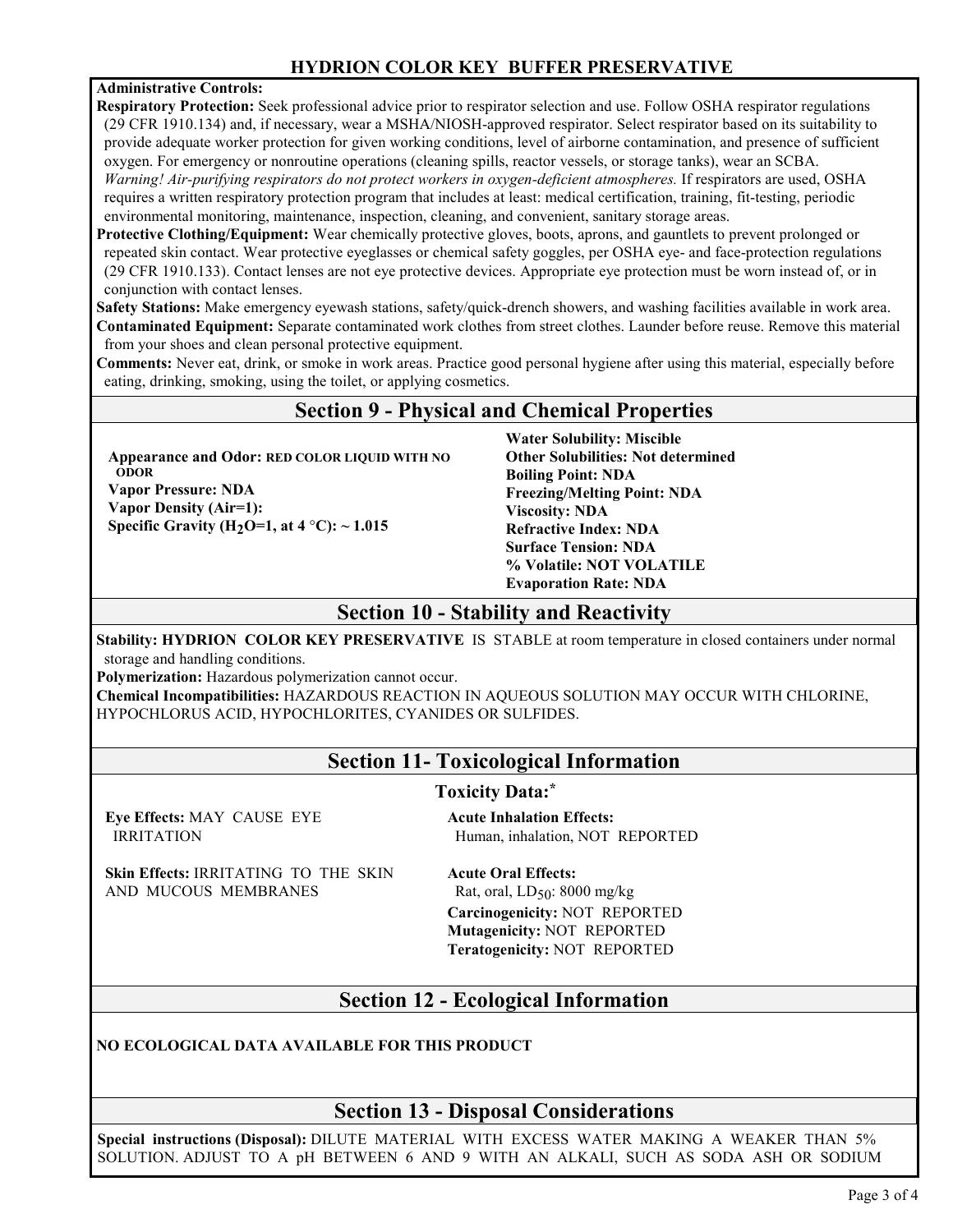**Administrative Controls:**

**Respiratory Protection:** Seek professional advice prior to respirator selection and use. Follow OSHA respirator regulations (29 CFR 1910.134) and, if necessary, wear a MSHA/NIOSH-approved respirator. Select respirator based on its suitability to provide adequate worker protection for given working conditions, level of airborne contamination, and presence of sufficient oxygen. For emergency or nonroutine operations (cleaning spills, reactor vessels, or storage tanks), wear an SCBA. *Warning! Air-purifying respirators do not protect workers in oxygen-deficient atmospheres.* If respirators are used, OSHA requires a written respiratory protection program that includes at least: medical certification, training, fit-testing, periodic environmental monitoring, maintenance, inspection, cleaning, and convenient, sanitary storage areas.

**Protective Clothing/Equipment:** Wear chemically protective gloves, boots, aprons, and gauntlets to prevent prolonged or repeated skin contact. Wear protective eyeglasses or chemical safety goggles, per OSHA eye- and face-protection regulations (29 CFR 1910.133). Contact lenses are not eye protective devices. Appropriate eye protection must be worn instead of, or in conjunction with contact lenses.

**Safety Stations:** Make emergency eyewash stations, safety/quick-drench showers, and washing facilities available in work area.

**Contaminated Equipment:** Separate contaminated work clothes from street clothes. Launder before reuse. Remove this material from your shoes and clean personal protective equipment.

**Comments:** Never eat, drink, or smoke in work areas. Practice good personal hygiene after using this material, especially before eating, drinking, smoking, using the toilet, or applying cosmetics.

## Section 9 - Physical and Chemical Properties

**Appearance and Odor:** RED COLOR LIQUID WITH NO ODOR
**Vapor Pressure:** NDA
**Vapor Density (Air=1):**
**Specific Gravity ($H_2O$=1, at 4 °C):** ~ 1.015

**Water Solubility:** Miscible
**Other Solubilities:** Not determined
**Boiling Point:** NDA
**Freezing/Melting Point:** NDA
**Viscosity:** NDA
**Refractive Index:** NDA
**Surface Tension:** NDA
**% Volatile:** NOT VOLATILE
**Evaporation Rate:** NDA

## Section 10 - Stability and Reactivity

**Stability:** **HYDRION COLOR KEY PRESERVATIVE** IS STABLE at room temperature in closed containers under normal storage and handling conditions.

**Polymerization:** Hazardous polymerization cannot occur.

**Chemical Incompatibilities:** HAZARDOUS REACTION IN AQUEOUS SOLUTION MAY OCCUR WITH CHLORINE, HYPOCHLORUS ACID, HYPOCHLORITES, CYANIDES OR SULFIDES.

## Section 11- Toxicological Information

**Toxicity Data:***

**Eye Effects:** MAY CAUSE EYE IRRITATION

**Skin Effects:** IRRITATING TO THE SKIN AND MUCOUS MEMBRANES

**Acute Inhalation Effects:**
Human, inhalation, NOT REPORTED

**Acute Oral Effects:**
Rat, oral, $LD_{50}$: 8000 mg/kg

**Carcinogenicity:** NOT REPORTED
**Mutagenicity:** NOT REPORTED
**Teratogenicity:** NOT REPORTED

## Section 12 - Ecological Information

**NO ECOLOGICAL DATA AVAILABLE FOR THIS PRODUCT**

## Section 13 - Disposal Considerations

**Special instructions (Disposal):** DILUTE MATERIAL WITH EXCESS WATER MAKING A WEAKER THAN 5% SOLUTION. ADJUST TO A pH BETWEEN 6 AND 9 WITH AN ALKALI, SUCH AS SODA ASH OR SODIUM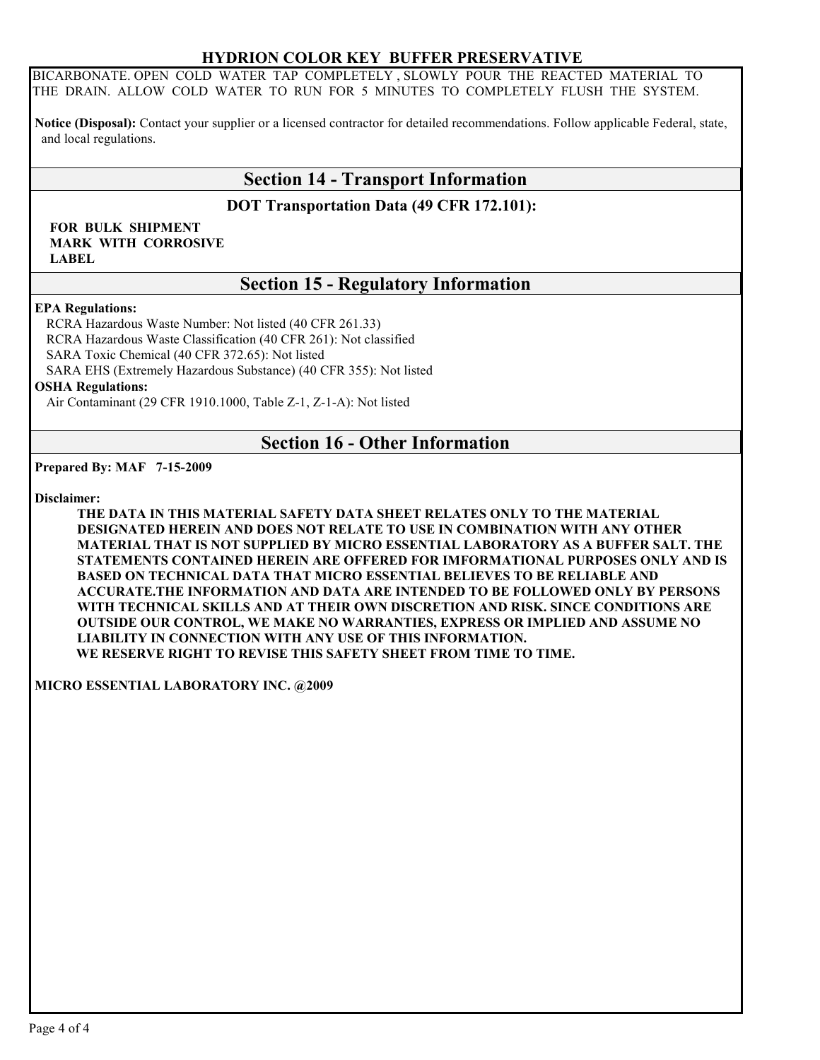BICARBONATE. OPEN COLD WATER TAP COMPLETELY , SLOWLY POUR THE REACTED MATERIAL TO THE DRAIN. ALLOW COLD WATER TO RUN FOR 5 MINUTES TO COMPLETELY FLUSH THE SYSTEM.

**Notice (Disposal):** Contact your supplier or a licensed contractor for detailed recommendations. Follow applicable Federal, state, and local regulations.

## Section 14 - Transport Information

### DOT Transportation Data (49 CFR 172.101):

**FOR BULK SHIPMENT**
**MARK WITH CORROSIVE**
**LABEL**

## Section 15 - Regulatory Information

**EPA Regulations:**

RCRA Hazardous Waste Number: Not listed (40 CFR 261.33)
RCRA Hazardous Waste Classification (40 CFR 261): Not classified
SARA Toxic Chemical (40 CFR 372.65): Not listed
SARA EHS (Extremely Hazardous Substance) (40 CFR 355): Not listed

**OSHA Regulations:**

Air Contaminant (29 CFR 1910.1000, Table Z-1, Z-1-A): Not listed

## Section 16 - Other Information

**Prepared By: MAF 7-15-2009**

**Disclaimer:**

**THE DATA IN THIS MATERIAL SAFETY DATA SHEET RELATES ONLY TO THE MATERIAL DESIGNATED HEREIN AND DOES NOT RELATE TO USE IN COMBINATION WITH ANY OTHER MATERIAL THAT IS NOT SUPPLIED BY MICRO ESSENTIAL LABORATORY AS A BUFFER SALT. THE STATEMENTS CONTAINED HEREIN ARE OFFERED FOR IMFORMATIONAL PURPOSES ONLY AND IS BASED ON TECHNICAL DATA THAT MICRO ESSENTIAL BELIEVES TO BE RELIABLE AND ACCURATE.THE INFORMATION AND DATA ARE INTENDED TO BE FOLLOWED ONLY BY PERSONS WITH TECHNICAL SKILLS AND AT THEIR OWN DISCRETION AND RISK. SINCE CONDITIONS ARE OUTSIDE OUR CONTROL, WE MAKE NO WARRANTIES, EXPRESS OR IMPLIED AND ASSUME NO LIABILITY IN CONNECTION WITH ANY USE OF THIS INFORMATION.**
**WE RESERVE RIGHT TO REVISE THIS SAFETY SHEET FROM TIME TO TIME.**

**MICRO ESSENTIAL LABORATORY INC. @2009**